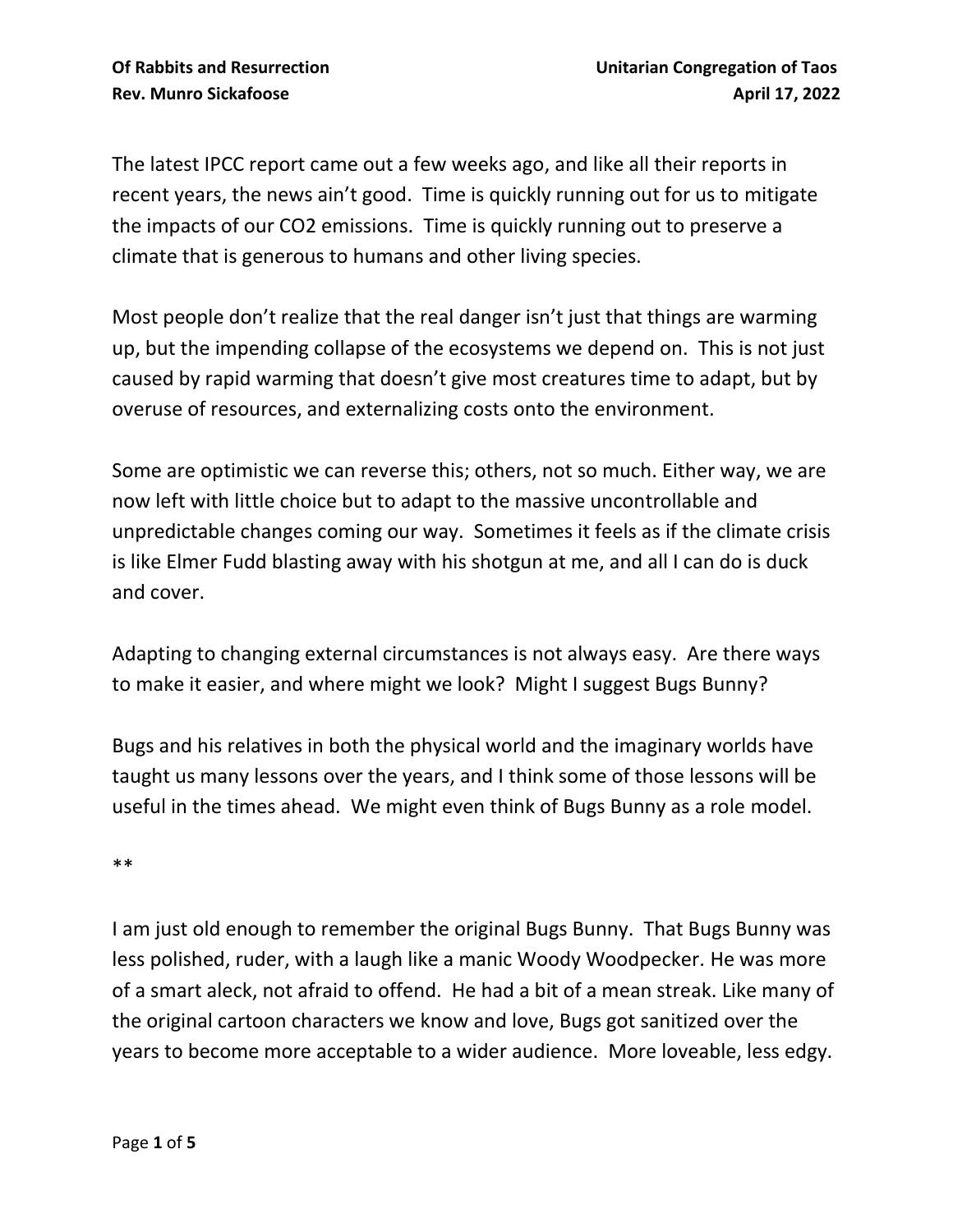**Of Rabbits and Resurrection** | **Unitarian Congregation of Taos**
**Rev. Munro Sickafoose** | **April 17, 2022**

The latest IPCC report came out a few weeks ago, and like all their reports in recent years, the news ain't good. Time is quickly running out for us to mitigate the impacts of our $CO_2$ emissions. Time is quickly running out to preserve a climate that is generous to humans and other living species.

Most people don't realize that the real danger isn't just that things are warming up, but the impending collapse of the ecosystems we depend on. This is not just caused by rapid warming that doesn't give most creatures time to adapt, but by overuse of resources, and externalizing costs onto the environment.

Some are optimistic we can reverse this; others, not so much. Either way, we are now left with little choice but to adapt to the massive uncontrollable and unpredictable changes coming our way. Sometimes it feels as if the climate crisis is like Elmer Fudd blasting away with his shotgun at me, and all I can do is duck and cover.

Adapting to changing external circumstances is not always easy. Are there ways to make it easier, and where might we look? Might I suggest Bugs Bunny?

Bugs and his relatives in both the physical world and the imaginary worlds have taught us many lessons over the years, and I think some of those lessons will be useful in the times ahead. We might even think of Bugs Bunny as a role model.

**

I am just old enough to remember the original Bugs Bunny. That Bugs Bunny was less polished, ruder, with a laugh like a manic Woody Woodpecker. He was more of a smart aleck, not afraid to offend. He had a bit of a mean streak. Like many of the original cartoon characters we know and love, Bugs got sanitized over the years to become more acceptable to a wider audience. More loveable, less edgy.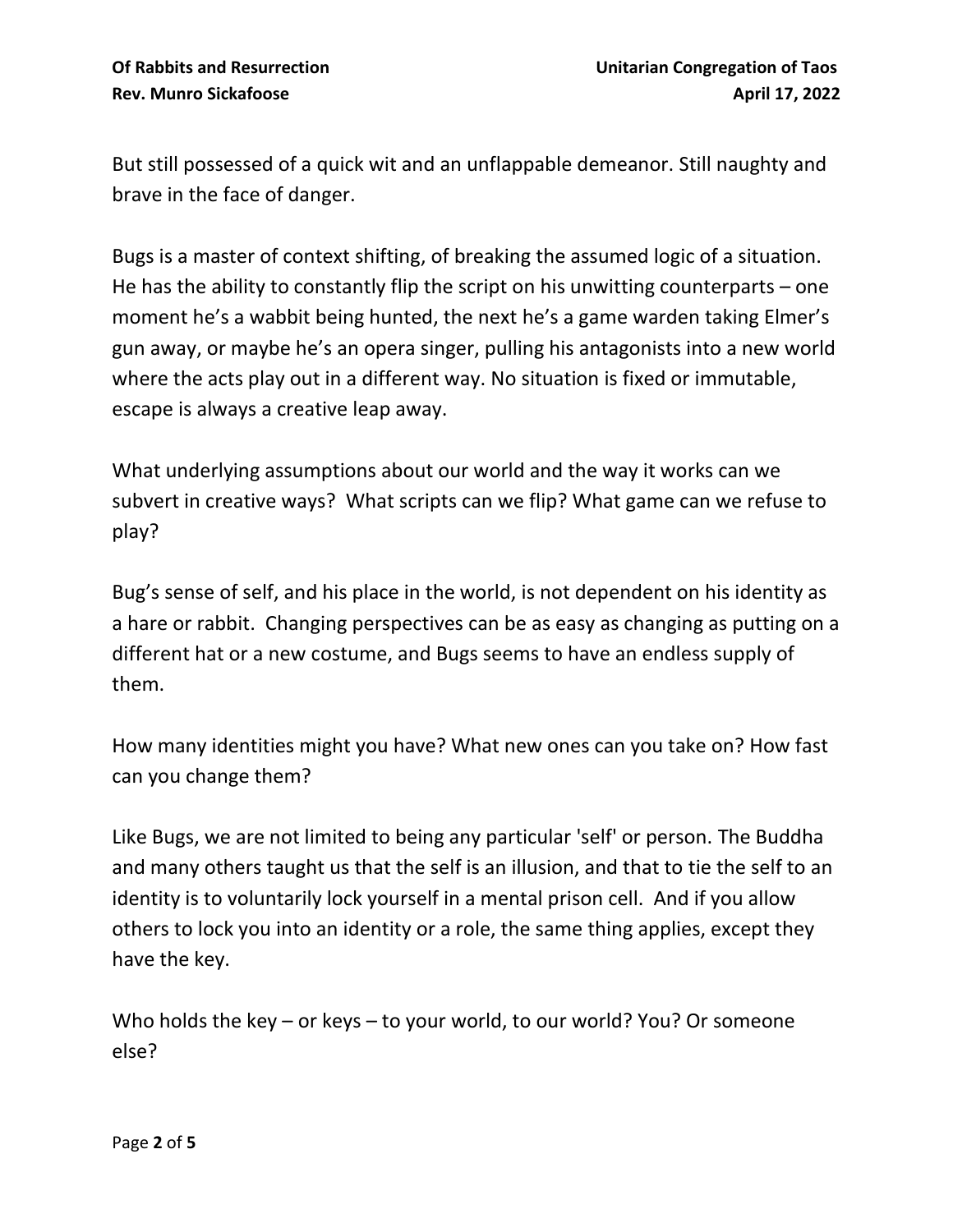But still possessed of a quick wit and an unflappable demeanor. Still naughty and brave in the face of danger.

Bugs is a master of context shifting, of breaking the assumed logic of a situation. He has the ability to constantly flip the script on his unwitting counterparts – one moment he's a wabbit being hunted, the next he's a game warden taking Elmer's gun away, or maybe he's an opera singer, pulling his antagonists into a new world where the acts play out in a different way. No situation is fixed or immutable, escape is always a creative leap away.

What underlying assumptions about our world and the way it works can we subvert in creative ways? What scripts can we flip? What game can we refuse to play?

Bug's sense of self, and his place in the world, is not dependent on his identity as a hare or rabbit. Changing perspectives can be as easy as changing as putting on a different hat or a new costume, and Bugs seems to have an endless supply of them.

How many identities might you have? What new ones can you take on? How fast can you change them?

Like Bugs, we are not limited to being any particular 'self' or person. The Buddha and many others taught us that the self is an illusion, and that to tie the self to an identity is to voluntarily lock yourself in a mental prison cell. And if you allow others to lock you into an identity or a role, the same thing applies, except they have the key.

Who holds the key – or keys – to your world, to our world? You? Or someone else?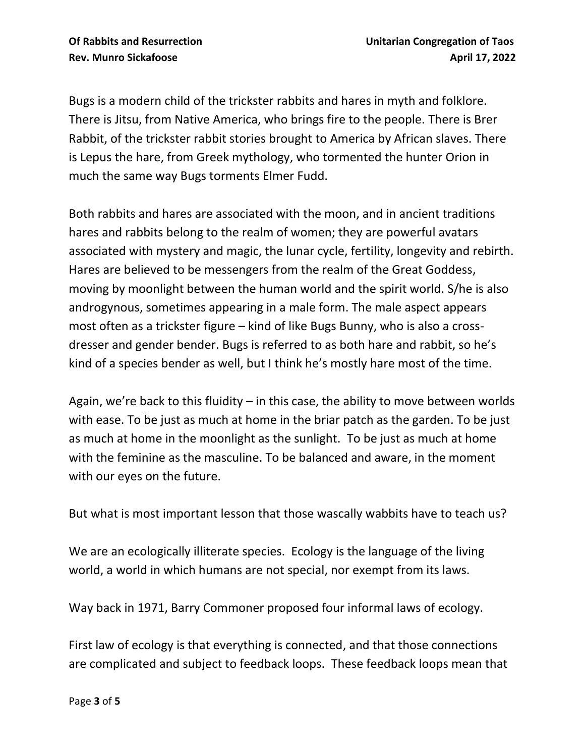Bugs is a modern child of the trickster rabbits and hares in myth and folklore. There is Jitsu, from Native America, who brings fire to the people. There is Brer Rabbit, of the trickster rabbit stories brought to America by African slaves. There is Lepus the hare, from Greek mythology, who tormented the hunter Orion in much the same way Bugs torments Elmer Fudd.

Both rabbits and hares are associated with the moon, and in ancient traditions hares and rabbits belong to the realm of women; they are powerful avatars associated with mystery and magic, the lunar cycle, fertility, longevity and rebirth. Hares are believed to be messengers from the realm of the Great Goddess, moving by moonlight between the human world and the spirit world. S/he is also androgynous, sometimes appearing in a male form. The male aspect appears most often as a trickster figure – kind of like Bugs Bunny, who is also a cross-dresser and gender bender. Bugs is referred to as both hare and rabbit, so he's kind of a species bender as well, but I think he's mostly hare most of the time.

Again, we're back to this fluidity – in this case, the ability to move between worlds with ease. To be just as much at home in the briar patch as the garden. To be just as much at home in the moonlight as the sunlight. To be just as much at home with the feminine as the masculine. To be balanced and aware, in the moment with our eyes on the future.

But what is most important lesson that those wascally wabbits have to teach us?

We are an ecologically illiterate species. Ecology is the language of the living world, a world in which humans are not special, nor exempt from its laws.

Way back in 1971, Barry Commoner proposed four informal laws of ecology.

First law of ecology is that everything is connected, and that those connections are complicated and subject to feedback loops. These feedback loops mean that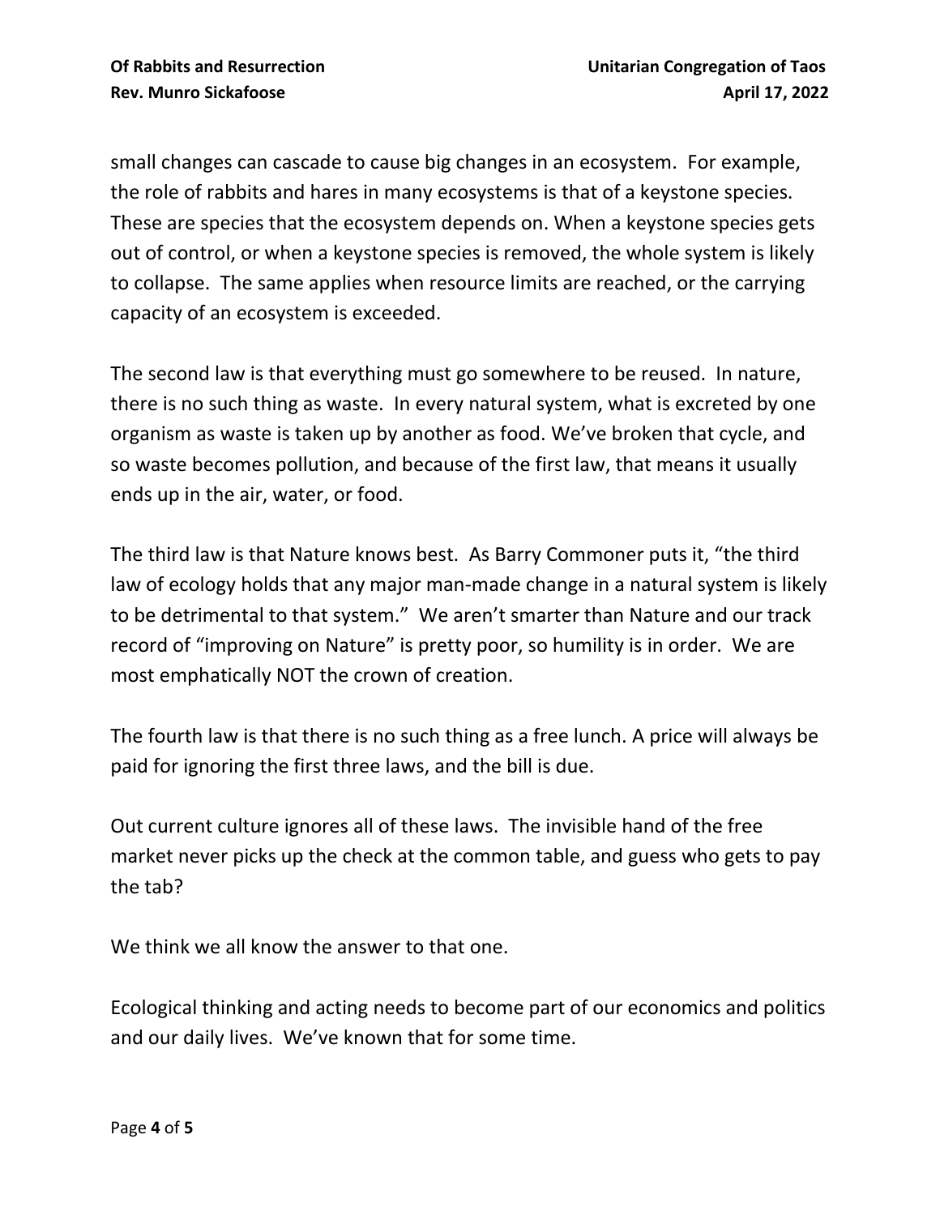small changes can cascade to cause big changes in an ecosystem. For example, the role of rabbits and hares in many ecosystems is that of a keystone species. These are species that the ecosystem depends on. When a keystone species gets out of control, or when a keystone species is removed, the whole system is likely to collapse. The same applies when resource limits are reached, or the carrying capacity of an ecosystem is exceeded.

The second law is that everything must go somewhere to be reused. In nature, there is no such thing as waste. In every natural system, what is excreted by one organism as waste is taken up by another as food. We've broken that cycle, and so waste becomes pollution, and because of the first law, that means it usually ends up in the air, water, or food.

The third law is that Nature knows best. As Barry Commoner puts it, "the third law of ecology holds that any major man-made change in a natural system is likely to be detrimental to that system." We aren't smarter than Nature and our track record of "improving on Nature" is pretty poor, so humility is in order. We are most emphatically NOT the crown of creation.

The fourth law is that there is no such thing as a free lunch. A price will always be paid for ignoring the first three laws, and the bill is due.

Out current culture ignores all of these laws. The invisible hand of the free market never picks up the check at the common table, and guess who gets to pay the tab?

We think we all know the answer to that one.

Ecological thinking and acting needs to become part of our economics and politics and our daily lives. We've known that for some time.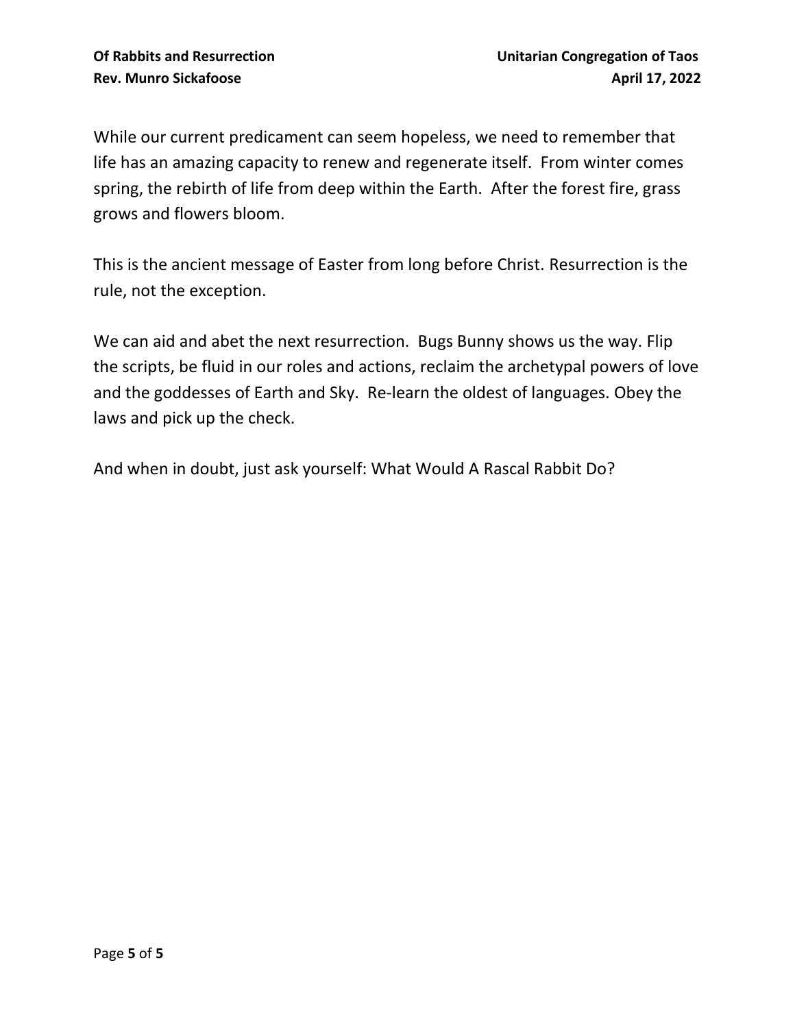While our current predicament can seem hopeless, we need to remember that life has an amazing capacity to renew and regenerate itself. From winter comes spring, the rebirth of life from deep within the Earth. After the forest fire, grass grows and flowers bloom.

This is the ancient message of Easter from long before Christ. Resurrection is the rule, not the exception.

We can aid and abet the next resurrection. Bugs Bunny shows us the way. Flip the scripts, be fluid in our roles and actions, reclaim the archetypal powers of love and the goddesses of Earth and Sky. Re-learn the oldest of languages. Obey the laws and pick up the check.

And when in doubt, just ask yourself: What Would A Rascal Rabbit Do?